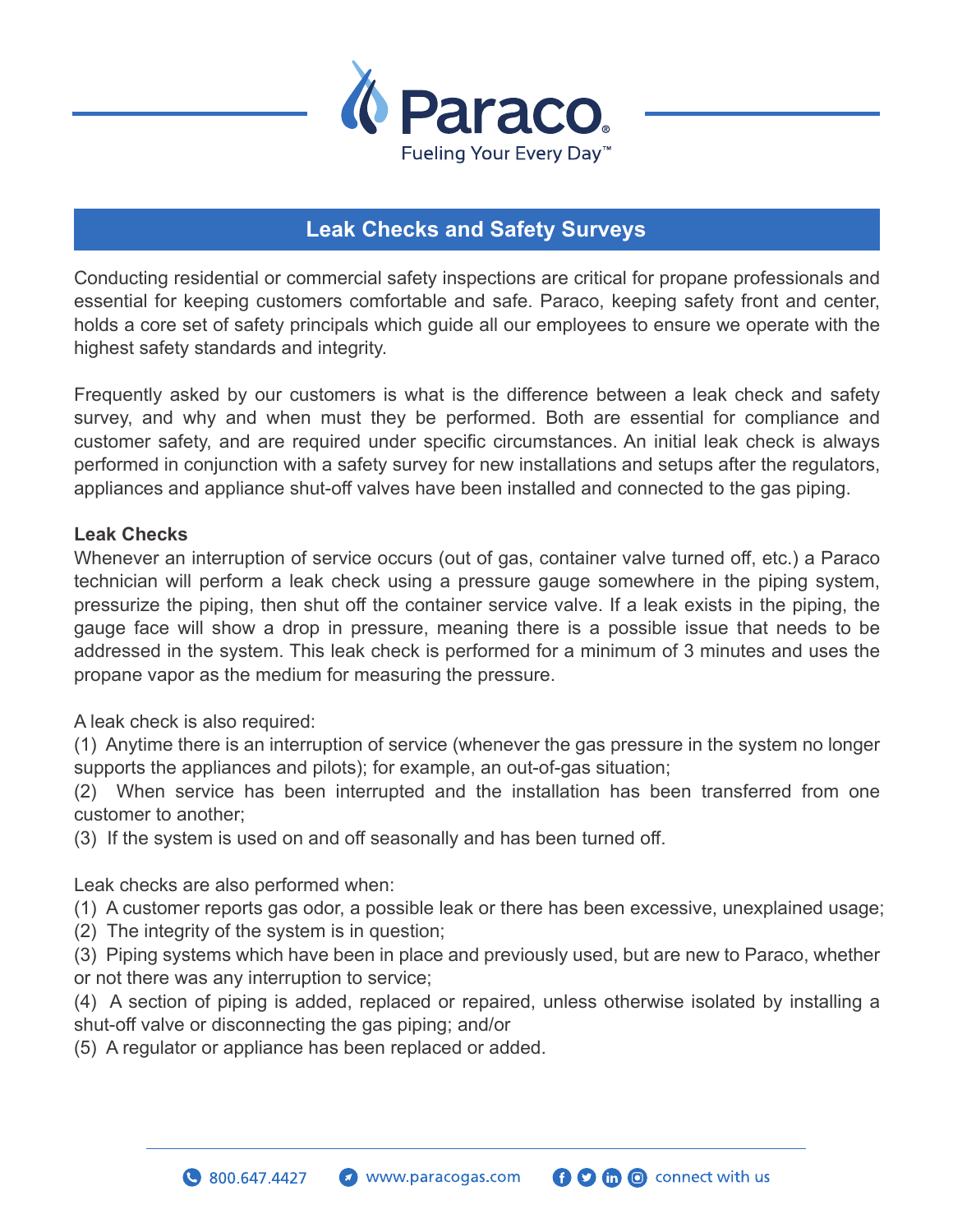# Paraco

Fueling Your Every Day™

## Leak Checks and Safety Surveys

Conducting residential or commercial safety inspections are critical for propane professionals and essential for keeping customers comfortable and safe. Paraco, keeping safety front and center, holds a core set of safety principals which guide all our employees to ensure we operate with the highest safety standards and integrity.

Frequently asked by our customers is what is the difference between a leak check and safety survey, and why and when must they be performed. Both are essential for compliance and customer safety, and are required under specific circumstances. An initial leak check is always performed in conjunction with a safety survey for new installations and setups after the regulators, appliances and appliance shut-off valves have been installed and connected to the gas piping.

**Leak Checks**

Whenever an interruption of service occurs (out of gas, container valve turned off, etc.) a Paraco technician will perform a leak check using a pressure gauge somewhere in the piping system, pressurize the piping, then shut off the container service valve. If a leak exists in the piping, the gauge face will show a drop in pressure, meaning there is a possible issue that needs to be addressed in the system. This leak check is performed for a minimum of 3 minutes and uses the propane vapor as the medium for measuring the pressure.

A leak check is also required:

(1) Anytime there is an interruption of service (whenever the gas pressure in the system no longer supports the appliances and pilots); for example, an out-of-gas situation;

(2) When service has been interrupted and the installation has been transferred from one customer to another;

(3) If the system is used on and off seasonally and has been turned off.

Leak checks are also performed when:

(1) A customer reports gas odor, a possible leak or there has been excessive, unexplained usage;

(2) The integrity of the system is in question;

(3) Piping systems which have been in place and previously used, but are new to Paraco, whether or not there was any interruption to service;

(4) A section of piping is added, replaced or repaired, unless otherwise isolated by installing a shut-off valve or disconnecting the gas piping; and/or

(5) A regulator or appliance has been replaced or added.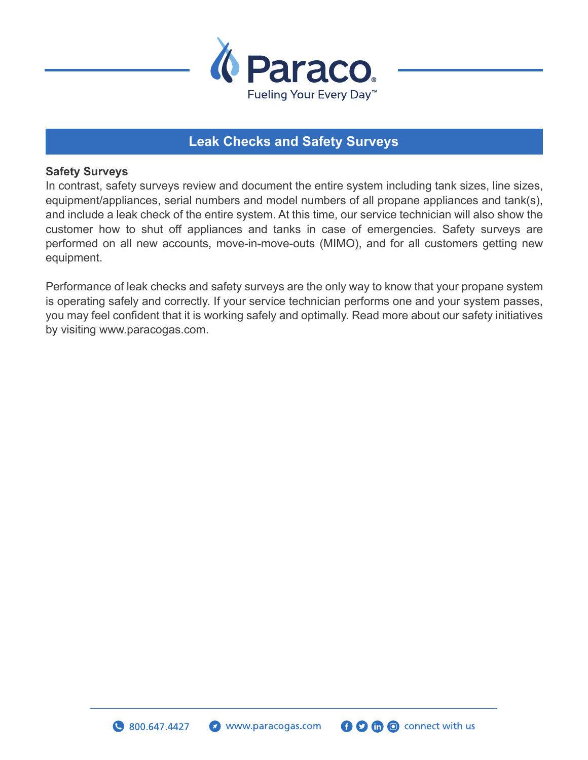## Leak Checks and Safety Surveys

**Safety Surveys**

In contrast, safety surveys review and document the entire system including tank sizes, line sizes, equipment/appliances, serial numbers and model numbers of all propane appliances and tank(s), and include a leak check of the entire system. At this time, our service technician will also show the customer how to shut off appliances and tanks in case of emergencies. Safety surveys are performed on all new accounts, move-in-move-outs (MIMO), and for all customers getting new equipment.

Performance of leak checks and safety surveys are the only way to know that your propane system is operating safely and correctly. If your service technician performs one and your system passes, you may feel confident that it is working safely and optimally. Read more about our safety initiatives by visiting www.paracogas.com.